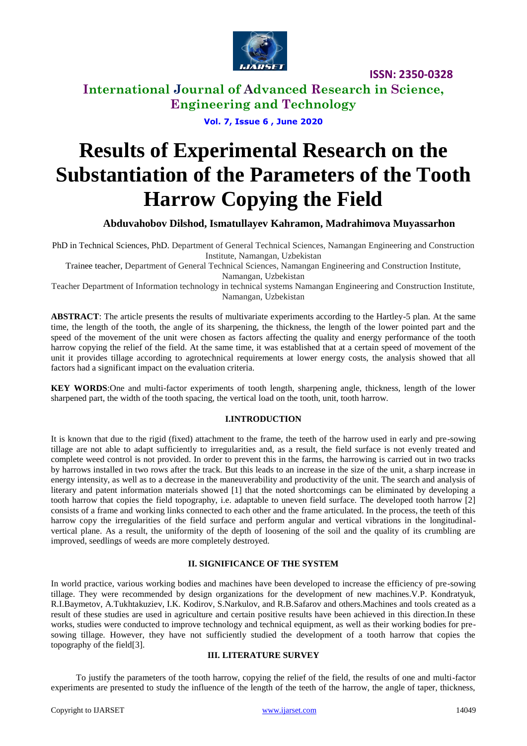# Results of Experimental Research on the Substantiation of the Parameters of the Tooth Harrow Copying the Field

**Abduvahobov Dilshod, Ismatullayev Kahramon, Madrahimova Muyassarhon**

PhD in Technical Sciences, PhD. Department of General Technical Sciences, Namangan Engineering and Construction Institute, Namangan, Uzbekistan

Trainee teacher, Department of General Technical Sciences, Namangan Engineering and Construction Institute, Namangan, Uzbekistan

Teacher Department of Information technology in technical systems Namangan Engineering and Construction Institute, Namangan, Uzbekistan

**ABSTRACT**: The article presents the results of multivariate experiments according to the Hartley-5 plan. At the same time, the length of the tooth, the angle of its sharpening, the thickness, the length of the lower pointed part and the speed of the movement of the unit were chosen as factors affecting the quality and energy performance of the tooth harrow copying the relief of the field. At the same time, it was established that at a certain speed of movement of the unit it provides tillage according to agrotechnical requirements at lower energy costs, the analysis showed that all factors had a significant impact on the evaluation criteria.

**KEY WORDS**:One and multi-factor experiments of tooth length, sharpening angle, thickness, length of the lower sharpened part, the width of the tooth spacing, the vertical load on the tooth, unit, tooth harrow.

## I.INTRODUCTION

It is known that due to the rigid (fixed) attachment to the frame, the teeth of the harrow used in early and pre-sowing tillage are not able to adapt sufficiently to irregularities and, as a result, the field surface is not evenly treated and complete weed control is not provided. In order to prevent this in the farms, the harrowing is carried out in two tracks by harrows installed in two rows after the track. But this leads to an increase in the size of the unit, a sharp increase in energy intensity, as well as to a decrease in the maneuverability and productivity of the unit. The search and analysis of literary and patent information materials showed [1] that the noted shortcomings can be eliminated by developing a tooth harrow that copies the field topography, i.e. adaptable to uneven field surface. The developed tooth harrow [2] consists of a frame and working links connected to each other and the frame articulated. In the process, the teeth of this harrow copy the irregularities of the field surface and perform angular and vertical vibrations in the longitudinal-vertical plane. As a result, the uniformity of the depth of loosening of the soil and the quality of its crumbling are improved, seedlings of weeds are more completely destroyed.

## II. SIGNIFICANCE OF THE SYSTEM

In world practice, various working bodies and machines have been developed to increase the efficiency of pre-sowing tillage. They were recommended by design organizations for the development of new machines.V.P. Kondratyuk, R.I.Baymetov, A.Tukhtakuziev, I.K. Kodirov, S.Narkulov, and R.B.Safarov and others.Machines and tools created as a result of these studies are used in agriculture and certain positive results have been achieved in this direction.In these works, studies were conducted to improve technology and technical equipment, as well as their working bodies for pre-sowing tillage. However, they have not sufficiently studied the development of a tooth harrow that copies the topography of the field[3].

## III. LITERATURE SURVEY

To justify the parameters of the tooth harrow, copying the relief of the field, the results of one and multi-factor experiments are presented to study the influence of the length of the teeth of the harrow, the angle of taper, thickness,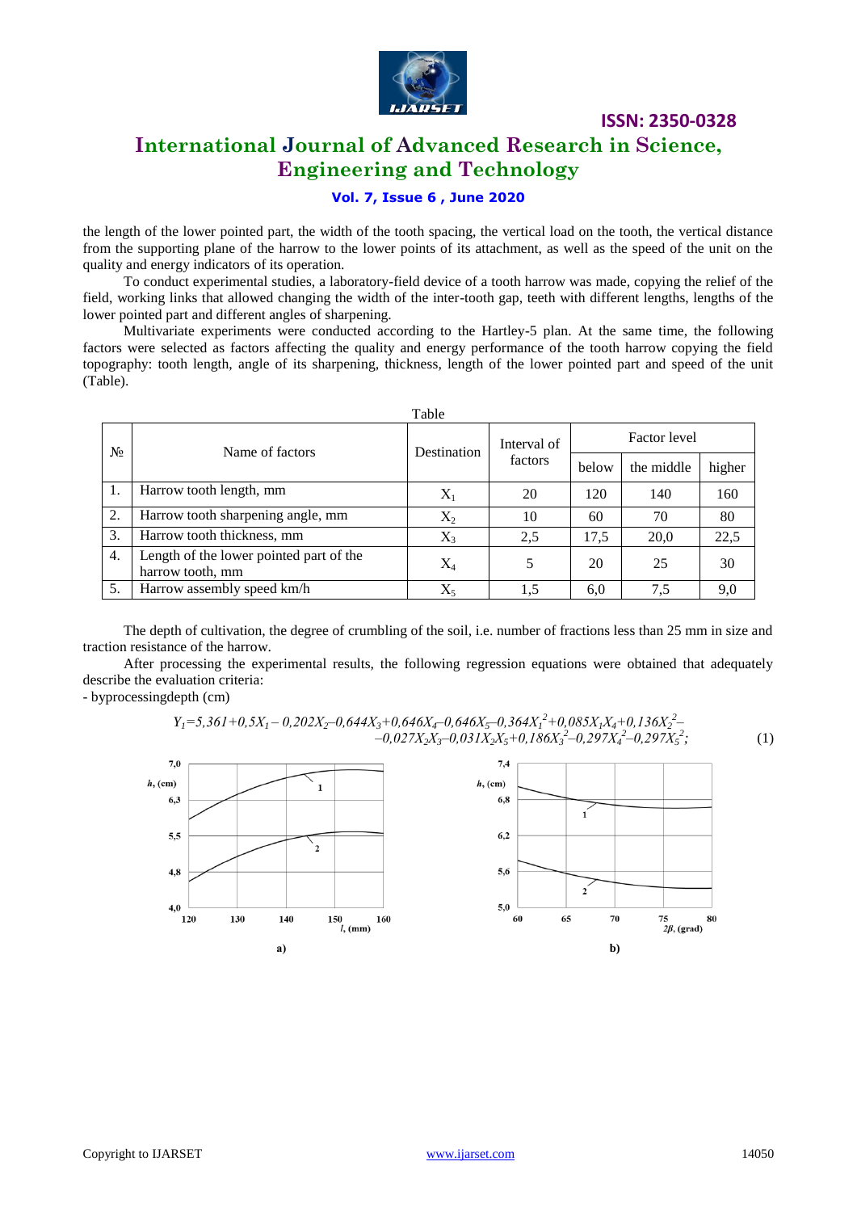the length of the lower pointed part, the width of the tooth spacing, the vertical load on the tooth, the vertical distance from the supporting plane of the harrow to the lower points of its attachment, as well as the speed of the unit on the quality and energy indicators of its operation.

To conduct experimental studies, a laboratory-field device of a tooth harrow was made, copying the relief of the field, working links that allowed changing the width of the inter-tooth gap, teeth with different lengths, lengths of the lower pointed part and different angles of sharpening.

Multivariate experiments were conducted according to the Hartley-5 plan. At the same time, the following factors were selected as factors affecting the quality and energy performance of the tooth harrow copying the field topography: tooth length, angle of its sharpening, thickness, length of the lower pointed part and speed of the unit (Table).

Table

| № | Name of factors | Destination | Interval of factors | Factor level | | |
|---|---|---|---|---|---|---|
| | | | | below | the middle | higher |
| 1. | Harrow tooth length, mm | $X_1$ | 20 | 120 | 140 | 160 |
| 2. | Harrow tooth sharpening angle, mm | $X_2$ | 10 | 60 | 70 | 80 |
| 3. | Harrow tooth thickness, mm | $X_3$ | 2,5 | 17,5 | 20,0 | 22,5 |
| 4. | Length of the lower pointed part of the harrow tooth, mm | $X_4$ | 5 | 20 | 25 | 30 |
| 5. | Harrow assembly speed km/h | $X_5$ | 1,5 | 6,0 | 7,5 | 9,0 |

The depth of cultivation, the degree of crumbling of the soil, i.e. number of fractions less than 25 mm in size and traction resistance of the harrow.

After processing the experimental results, the following regression equations were obtained that adequately describe the evaluation criteria:

- byprocessingdepth (cm)

$$Y_1=5,361+0,5X_1-0,202X_2-0,644X_3+0,646X_4-0,646X_5-0,364X_1^2+0,085X_1X_4+0,136X_2^2-$$
$$-0,027X_2X_3-0,031X_2X_5+0,186X_3^2-0,297X_4^2-0,297X_5^2; \quad (1)$$

a) b)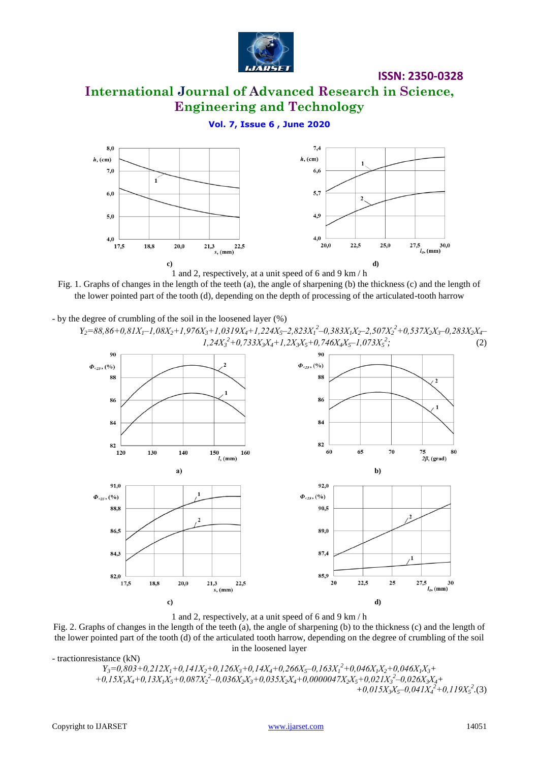c)

d)

1 and 2, respectively, at a unit speed of 6 and 9 km / h

Fig. 1. Graphs of changes in the length of the teeth (a), the angle of sharpening (b) the thickness (c) and the length of the lower pointed part of the tooth (d), depending on the depth of processing of the articulated-tooth harrow

- by the degree of crumbling of the soil in the loosened layer (%)

$$Y_2=88,86+0,81X_1-1,08X_2+1,976X_3+1,0319X_4+1,224X_5-2,823X_1^2-0,383X_1X_2-2,507X_2^2+0,537X_2X_3-0,283X_2X_4-1,24X_3^2+0,733X_3X_4+1,2X_3X_5+0,746X_4X_5-1,073X_5^2; \quad (2)$$

a)

b)

c)

d)

1 and 2, respectively, at a unit speed of 6 and 9 km / h

Fig. 2. Graphs of changes in the length of the teeth (a), the angle of sharpening (b) to the thickness (c) and the length of the lower pointed part of the tooth (d) of the articulated tooth harrow, depending on the degree of crumbling of the soil in the loosened layer

- tractionresistance (kN)

$$Y_3=0,803+0,212X_1+0,141X_2+0,126X_3+0,14X_4+0,266X_5-0,163X_1^2+0,046X_1X_2+0,046X_1X_3+0,15X_1X_4+0,13X_1X_5+0,087X_2^2-0,036X_2X_3+0,035X_2X_4+0,0000047X_2X_5+0,021X_3^2-0,026X_3X_4+0,015X_3X_5-0,041X_4^2+0,119X_5^2. \quad (3)$$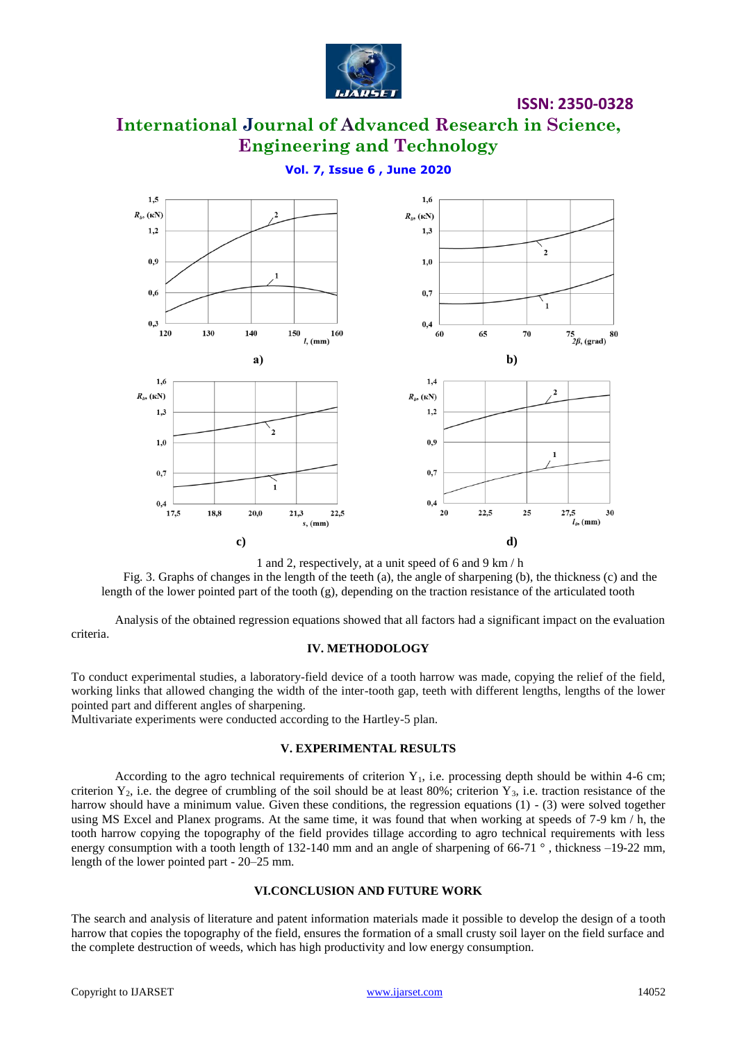1 and 2, respectively, at a unit speed of 6 and 9 km / h

Fig. 3. Graphs of changes in the length of the teeth (a), the angle of sharpening (b), the thickness (c) and the length of the lower pointed part of the tooth (g), depending on the traction resistance of the articulated tooth

Analysis of the obtained regression equations showed that all factors had a significant impact on the evaluation criteria.

## IV. METHODOLOGY

To conduct experimental studies, a laboratory-field device of a tooth harrow was made, copying the relief of the field, working links that allowed changing the width of the inter-tooth gap, teeth with different lengths, lengths of the lower pointed part and different angles of sharpening.

Multivariate experiments were conducted according to the Hartley-5 plan.

## V. EXPERIMENTAL RESULTS

According to the agro technical requirements of criterion $Y_1$, i.e. processing depth should be within 4-6 cm; criterion $Y_2$, i.e. the degree of crumbling of the soil should be at least 80%; criterion $Y_3$, i.e. traction resistance of the harrow should have a minimum value. Given these conditions, the regression equations (1) - (3) were solved together using MS Excel and Planex programs. At the same time, it was found that when working at speeds of 7-9 km / h, the tooth harrow copying the topography of the field provides tillage according to agro technical requirements with less energy consumption with a tooth length of 132-140 mm and an angle of sharpening of 66-71 ° , thickness –19-22 mm, length of the lower pointed part - 20–25 mm.

## VI. CONCLUSION AND FUTURE WORK

The search and analysis of literature and patent information materials made it possible to develop the design of a tooth harrow that copies the topography of the field, ensures the formation of a small crusty soil layer on the field surface and the complete destruction of weeds, which has high productivity and low energy consumption.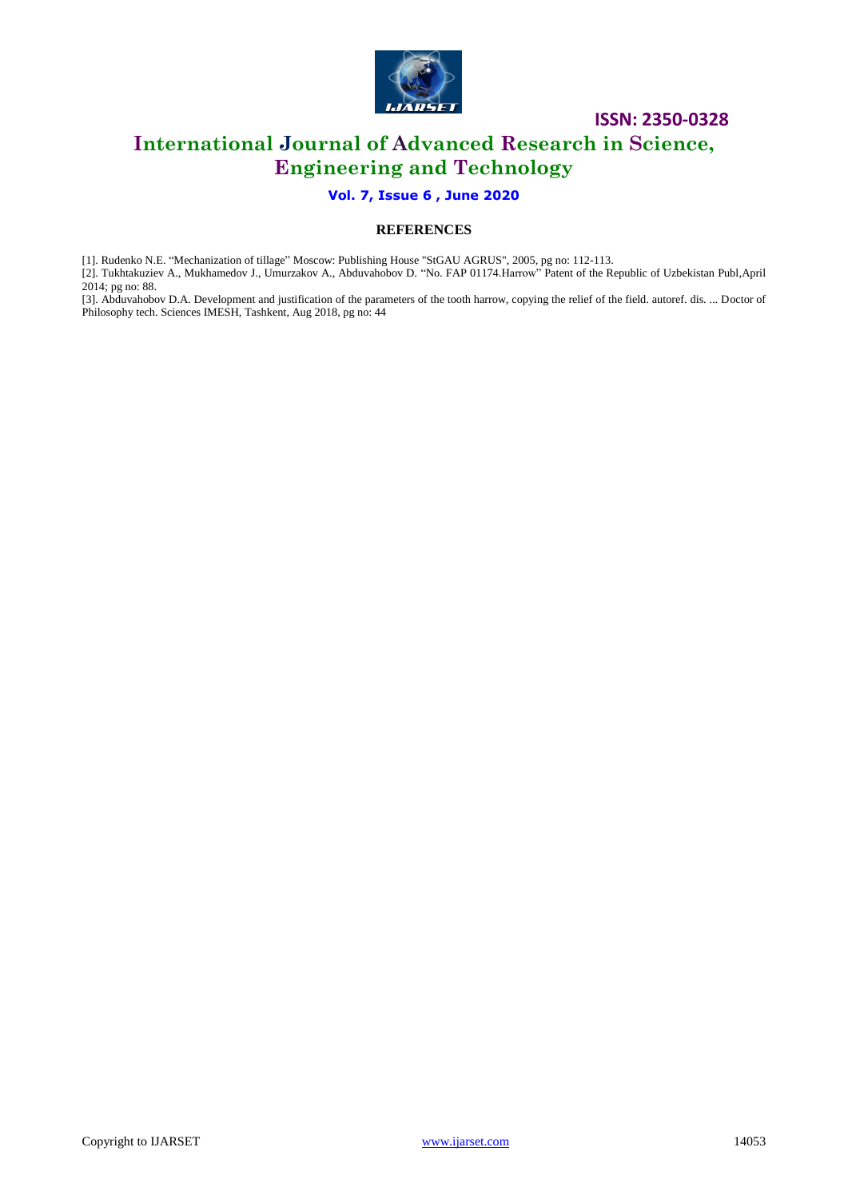## REFERENCES

[1]. Rudenko N.E. “Mechanization of tillage” Moscow: Publishing House "StGAU AGRUS", 2005, pg no: 112-113.

[2]. Tukhtakuziev A., Mukhamedov J., Umurzakov A., Abduvahobov D. “No. FAP 01174.Harrow” Patent of the Republic of Uzbekistan Publ,April 2014; pg no: 88.

[3]. Abduvahobov D.A. Development and justification of the parameters of the tooth harrow, copying the relief of the field. autoref. dis. ... Doctor of Philosophy tech. Sciences IMESH, Tashkent, Aug 2018, pg no: 44